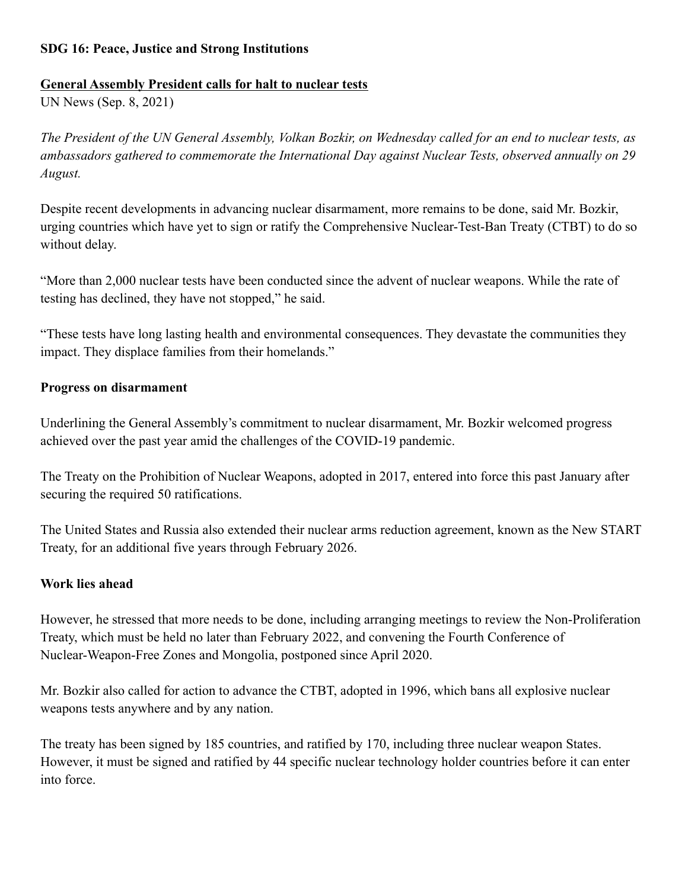**SDG 16: Peace, Justice and Strong Institutions**

**General Assembly President calls for halt to nuclear tests**
UN News (Sep. 8, 2021)

*The President of the UN General Assembly, Volkan Bozkir, on Wednesday called for an end to nuclear tests, as ambassadors gathered to commemorate the International Day against Nuclear Tests, observed annually on 29 August.*

Despite recent developments in advancing nuclear disarmament, more remains to be done, said Mr. Bozkir, urging countries which have yet to sign or ratify the Comprehensive Nuclear-Test-Ban Treaty (CTBT) to do so without delay.

"More than 2,000 nuclear tests have been conducted since the advent of nuclear weapons. While the rate of testing has declined, they have not stopped," he said.

"These tests have long lasting health and environmental consequences. They devastate the communities they impact. They displace families from their homelands."

**Progress on disarmament**

Underlining the General Assembly's commitment to nuclear disarmament, Mr. Bozkir welcomed progress achieved over the past year amid the challenges of the COVID-19 pandemic.

The Treaty on the Prohibition of Nuclear Weapons, adopted in 2017, entered into force this past January after securing the required 50 ratifications.

The United States and Russia also extended their nuclear arms reduction agreement, known as the New START Treaty, for an additional five years through February 2026.

**Work lies ahead**

However, he stressed that more needs to be done, including arranging meetings to review the Non-Proliferation Treaty, which must be held no later than February 2022, and convening the Fourth Conference of Nuclear-Weapon-Free Zones and Mongolia, postponed since April 2020.

Mr. Bozkir also called for action to advance the CTBT, adopted in 1996, which bans all explosive nuclear weapons tests anywhere and by any nation.

The treaty has been signed by 185 countries, and ratified by 170, including three nuclear weapon States. However, it must be signed and ratified by 44 specific nuclear technology holder countries before it can enter into force.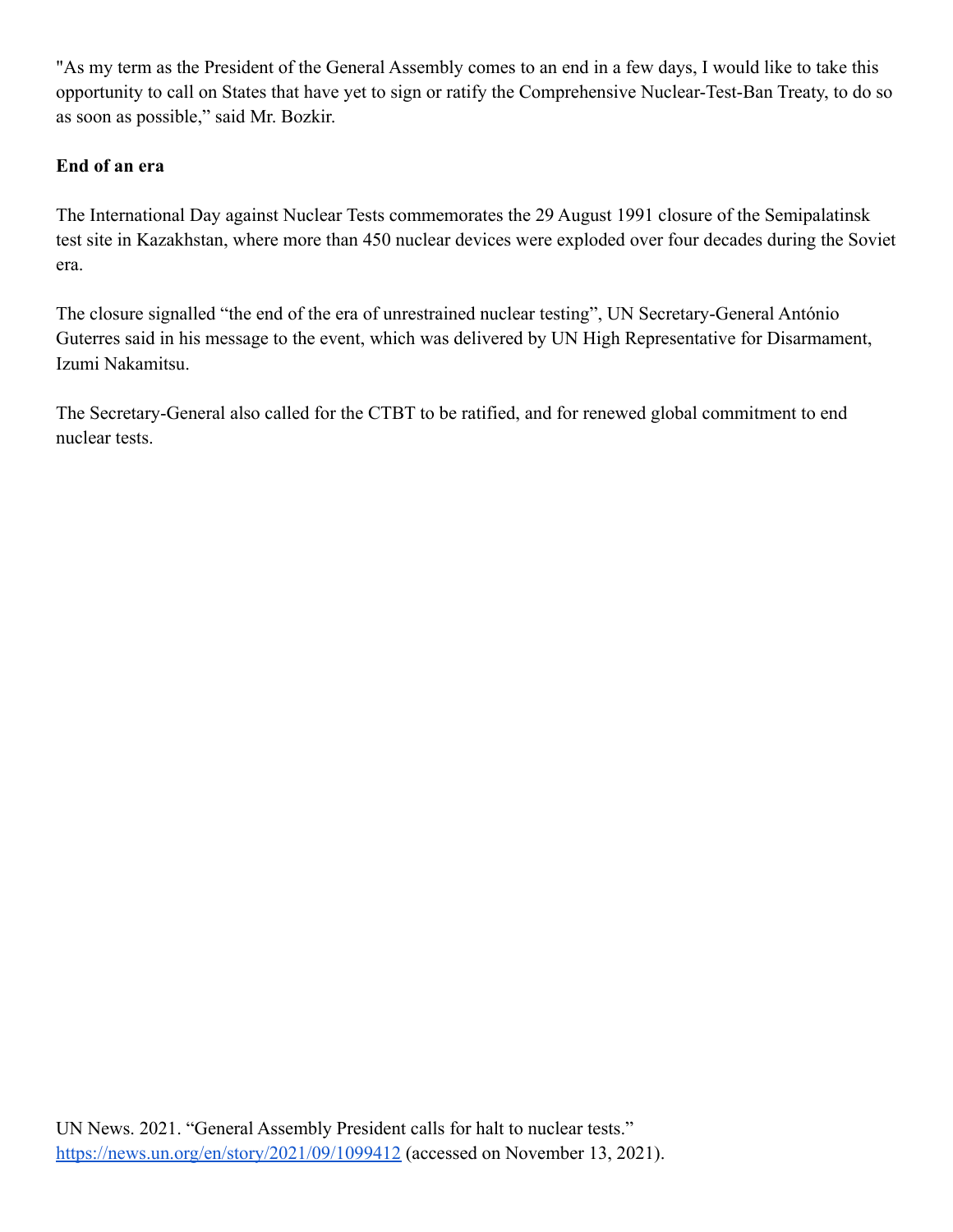"As my term as the President of the General Assembly comes to an end in a few days, I would like to take this opportunity to call on States that have yet to sign or ratify the Comprehensive Nuclear-Test-Ban Treaty, to do so as soon as possible," said Mr. Bozkir.

**End of an era**

The International Day against Nuclear Tests commemorates the 29 August 1991 closure of the Semipalatinsk test site in Kazakhstan, where more than 450 nuclear devices were exploded over four decades during the Soviet era.

The closure signalled "the end of the era of unrestrained nuclear testing", UN Secretary-General António Guterres said in his message to the event, which was delivered by UN High Representative for Disarmament, Izumi Nakamitsu.

The Secretary-General also called for the CTBT to be ratified, and for renewed global commitment to end nuclear tests.

UN News. 2021. "General Assembly President calls for halt to nuclear tests." [https://news.un.org/en/story/2021/09/1099412](https://news.un.org/en/story/2021/09/1099412) (accessed on November 13, 2021).